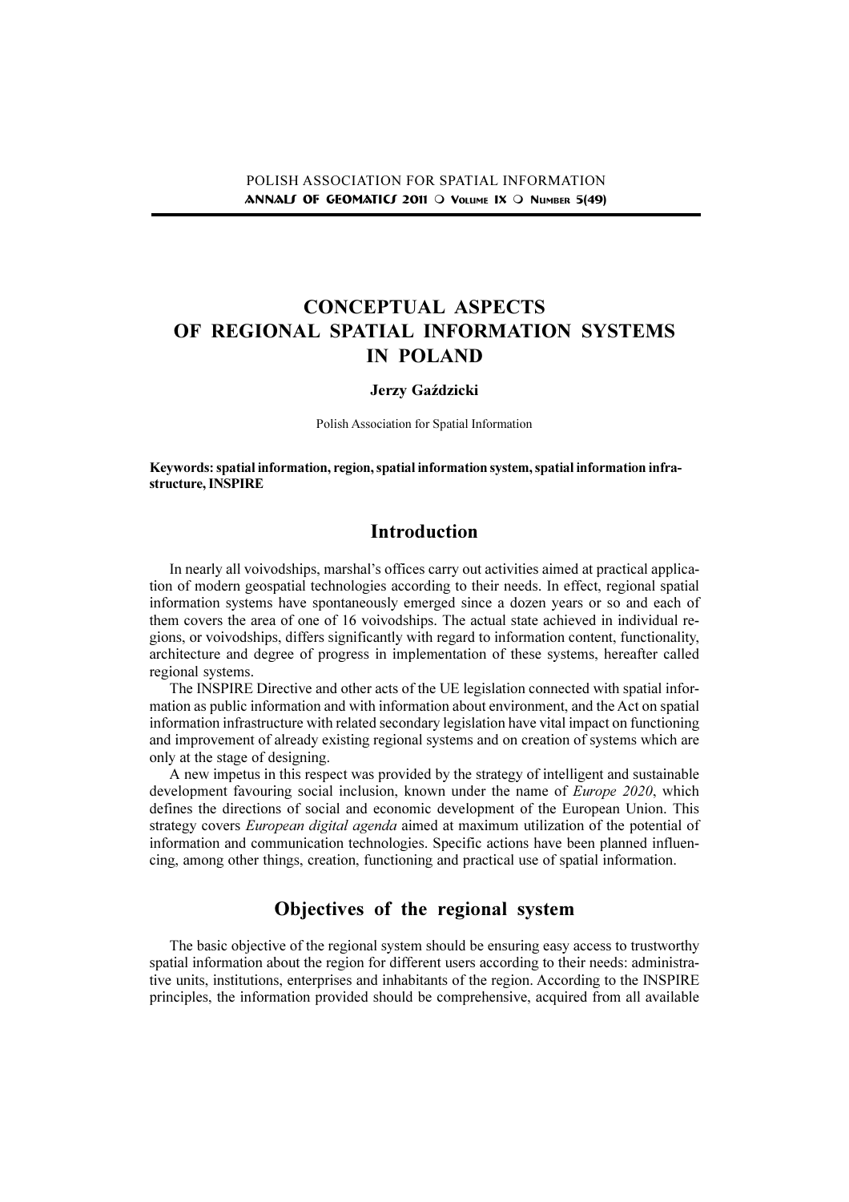# CONCEPTUAL ASPECTS OF REGIONAL SPATIAL INFORMATION SYSTEMS IN POLAND

**Jerzy Gaździcki**

Polish Association for Spatial Information

**Keywords: spatial information, region, spatial information system, spatial information infrastructure, INSPIRE**

## Introduction

In nearly all voivodships, marshal's offices carry out activities aimed at practical application of modern geospatial technologies according to their needs. In effect, regional spatial information systems have spontaneously emerged since a dozen years or so and each of them covers the area of one of 16 voivodships. The actual state achieved in individual regions, or voivodships, differs significantly with regard to information content, functionality, architecture and degree of progress in implementation of these systems, hereafter called regional systems.

The INSPIRE Directive and other acts of the UE legislation connected with spatial information as public information and with information about environment, and the Act on spatial information infrastructure with related secondary legislation have vital impact on functioning and improvement of already existing regional systems and on creation of systems which are only at the stage of designing.

A new impetus in this respect was provided by the strategy of intelligent and sustainable development favouring social inclusion, known under the name of *Europe 2020*, which defines the directions of social and economic development of the European Union. This strategy covers *European digital agenda* aimed at maximum utilization of the potential of information and communication technologies. Specific actions have been planned influencing, among other things, creation, functioning and practical use of spatial information.

## Objectives of the regional system

The basic objective of the regional system should be ensuring easy access to trustworthy spatial information about the region for different users according to their needs: administrative units, institutions, enterprises and inhabitants of the region. According to the INSPIRE principles, the information provided should be comprehensive, acquired from all available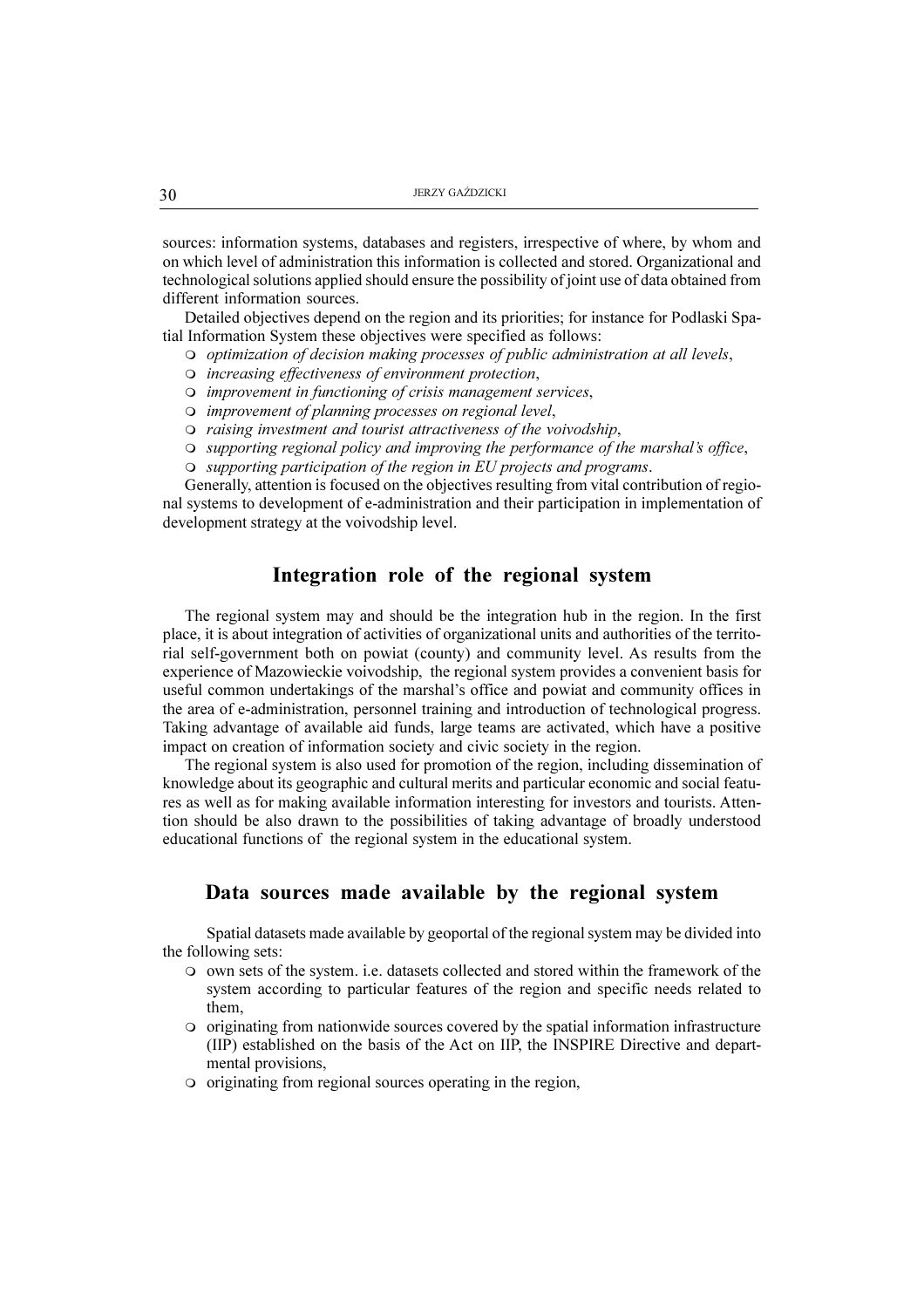sources: information systems, databases and registers, irrespective of where, by whom and on which level of administration this information is collected and stored. Organizational and technological solutions applied should ensure the possibility of joint use of data obtained from different information sources.

Detailed objectives depend on the region and its priorities; for instance for Podlaski Spatial Information System these objectives were specified as follows:

- *optimization of decision making processes of public administration at all levels*,
- *increasing effectiveness of environment protection*,
- *improvement in functioning of crisis management services*,
- *improvement of planning processes on regional level*,
- *raising investment and tourist attractiveness of the voivodship*,
- *supporting regional policy and improving the performance of the marshal's office*,
- *supporting participation of the region in EU projects and programs*.

Generally, attention is focused on the objectives resulting from vital contribution of regional systems to development of e-administration and their participation in implementation of development strategy at the voivodship level.

## Integration role of the regional system

The regional system may and should be the integration hub in the region. In the first place, it is about integration of activities of organizational units and authorities of the territorial self-government both on powiat (county) and community level. As results from the experience of Mazowieckie voivodship, the regional system provides a convenient basis for useful common undertakings of the marshal's office and powiat and community offices in the area of e-administration, personnel training and introduction of technological progress. Taking advantage of available aid funds, large teams are activated, which have a positive impact on creation of information society and civic society in the region.

The regional system is also used for promotion of the region, including dissemination of knowledge about its geographic and cultural merits and particular economic and social features as well as for making available information interesting for investors and tourists. Attention should be also drawn to the possibilities of taking advantage of broadly understood educational functions of the regional system in the educational system.

## Data sources made available by the regional system

Spatial datasets made available by geoportal of the regional system may be divided into the following sets:

- own sets of the system. i.e. datasets collected and stored within the framework of the system according to particular features of the region and specific needs related to them,
- originating from nationwide sources covered by the spatial information infrastructure (IIP) established on the basis of the Act on IIP, the INSPIRE Directive and departmental provisions,
- originating from regional sources operating in the region,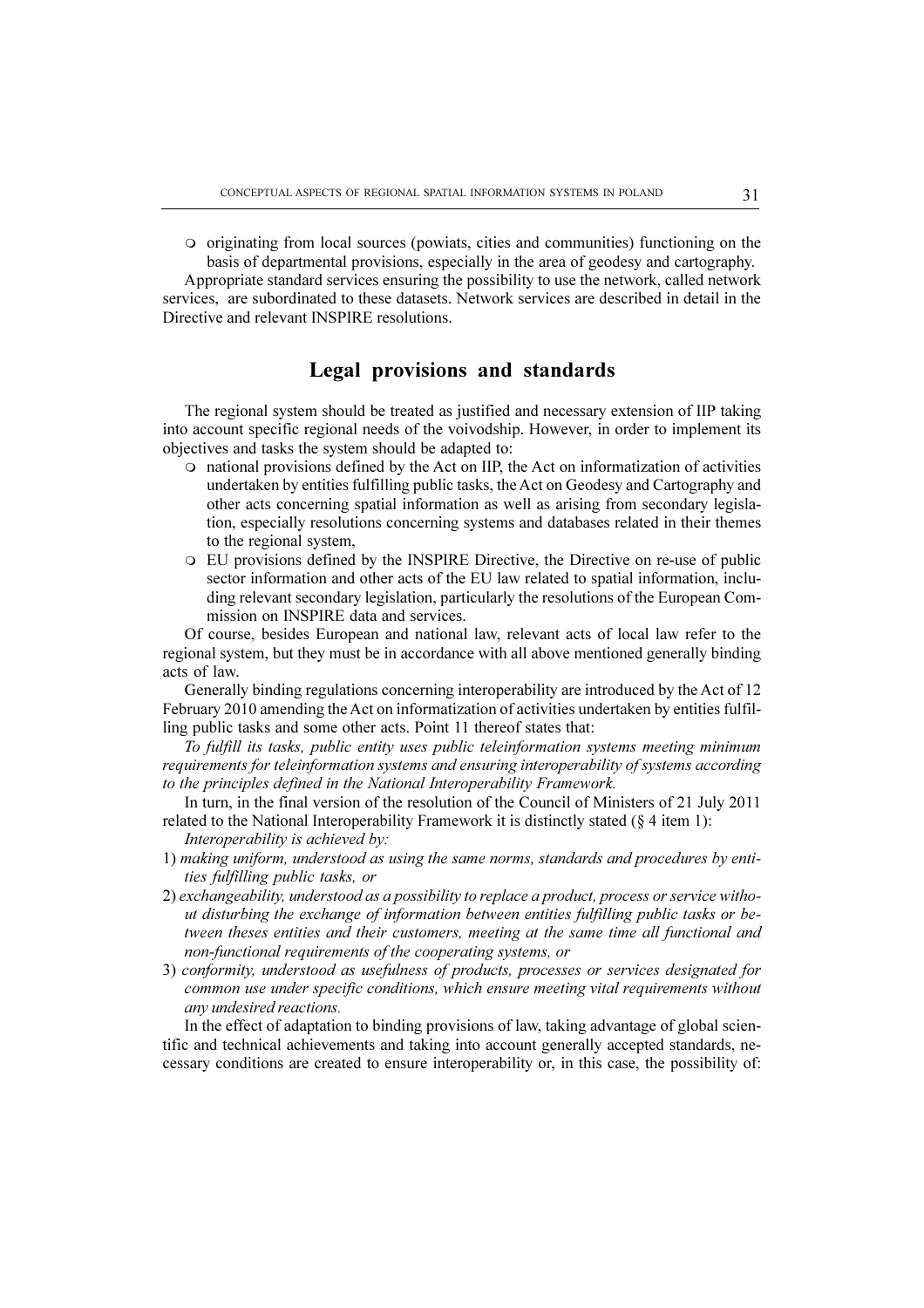- originating from local sources (powiats, cities and communities) functioning on the basis of departmental provisions, especially in the area of geodesy and cartography.

Appropriate standard services ensuring the possibility to use the network, called network services, are subordinated to these datasets. Network services are described in detail in the Directive and relevant INSPIRE resolutions.

## Legal provisions and standards

The regional system should be treated as justified and necessary extension of IIP taking into account specific regional needs of the voivodship. However, in order to implement its objectives and tasks the system should be adapted to:

- national provisions defined by the Act on IIP, the Act on informatization of activities undertaken by entities fulfilling public tasks, the Act on Geodesy and Cartography and other acts concerning spatial information as well as arising from secondary legislation, especially resolutions concerning systems and databases related in their themes to the regional system,
- EU provisions defined by the INSPIRE Directive, the Directive on re-use of public sector information and other acts of the EU law related to spatial information, including relevant secondary legislation, particularly the resolutions of the European Commission on INSPIRE data and services.

Of course, besides European and national law, relevant acts of local law refer to the regional system, but they must be in accordance with all above mentioned generally binding acts of law.

Generally binding regulations concerning interoperability are introduced by the Act of 12 February 2010 amending the Act on informatization of activities undertaken by entities fulfilling public tasks and some other acts. Point 11 thereof states that:

*To fulfill its tasks, public entity uses public teleinformation systems meeting minimum requirements for teleinformation systems and ensuring interoperability of systems according to the principles defined in the National Interoperability Framework.*

In turn, in the final version of the resolution of the Council of Ministers of 21 July 2011 related to the National Interoperability Framework it is distinctly stated (§ 4 item 1):

*Interoperability is achieved by:*

1) *making uniform, understood as using the same norms, standards and procedures by entities fulfilling public tasks, or*
2) *exchangeability, understood as a possibility to replace a product, process or service without disturbing the exchange of information between entities fulfilling public tasks or between theses entities and their customers, meeting at the same time all functional and non-functional requirements of the cooperating systems, or*
3) *conformity, understood as usefulness of products, processes or services designated for common use under specific conditions, which ensure meeting vital requirements without any undesired reactions.*

In the effect of adaptation to binding provisions of law, taking advantage of global scientific and technical achievements and taking into account generally accepted standards, necessary conditions are created to ensure interoperability or, in this case, the possibility of: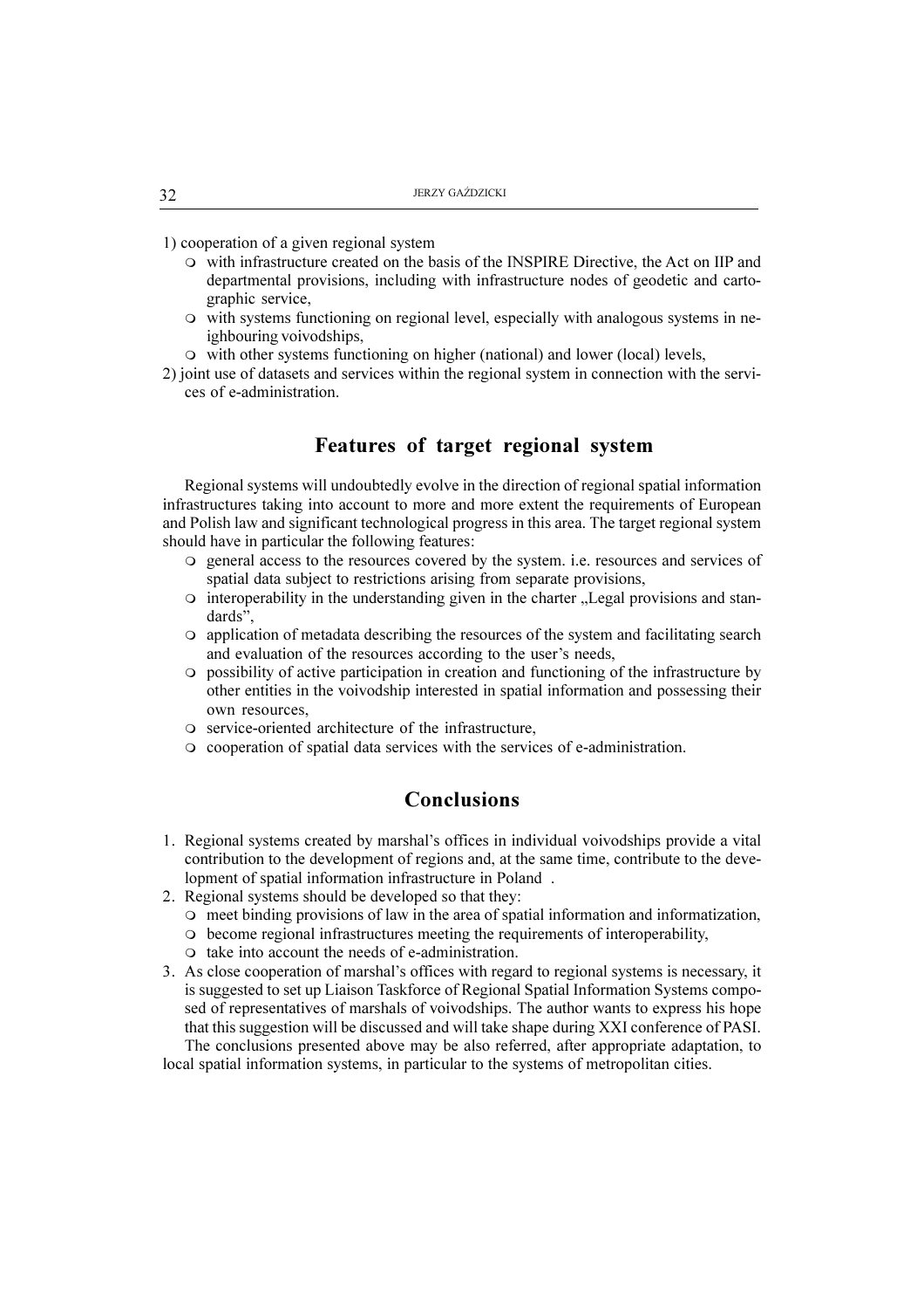1) cooperation of a given regional system
   - with infrastructure created on the basis of the INSPIRE Directive, the Act on IIP and departmental provisions, including with infrastructure nodes of geodetic and cartographic service,
   - with systems functioning on regional level, especially with analogous systems in neighbouring voivodships,
   - with other systems functioning on higher (national) and lower (local) levels,

2) joint use of datasets and services within the regional system in connection with the services of e-administration.

## Features of target regional system

Regional systems will undoubtedly evolve in the direction of regional spatial information infrastructures taking into account to more and more extent the requirements of European and Polish law and significant technological progress in this area. The target regional system should have in particular the following features:

- general access to the resources covered by the system. i.e. resources and services of spatial data subject to restrictions arising from separate provisions,
- interoperability in the understanding given in the charter „Legal provisions and standards",
- application of metadata describing the resources of the system and facilitating search and evaluation of the resources according to the user's needs,
- possibility of active participation in creation and functioning of the infrastructure by other entities in the voivodship interested in spatial information and possessing their own resources,
- service-oriented architecture of the infrastructure,
- cooperation of spatial data services with the services of e-administration.

## Conclusions

1. Regional systems created by marshal's offices in individual voivodships provide a vital contribution to the development of regions and, at the same time, contribute to the development of spatial information infrastructure in Poland .
2. Regional systems should be developed so that they:
   - meet binding provisions of law in the area of spatial information and informatization,
   - become regional infrastructures meeting the requirements of interoperability,
   - take into account the needs of e-administration.
3. As close cooperation of marshal's offices with regard to regional systems is necessary, it is suggested to set up Liaison Taskforce of Regional Spatial Information Systems composed of representatives of marshals of voivodships. The author wants to express his hope that this suggestion will be discussed and will take shape during XXI conference of PASI.

The conclusions presented above may be also referred, after appropriate adaptation, to local spatial information systems, in particular to the systems of metropolitan cities.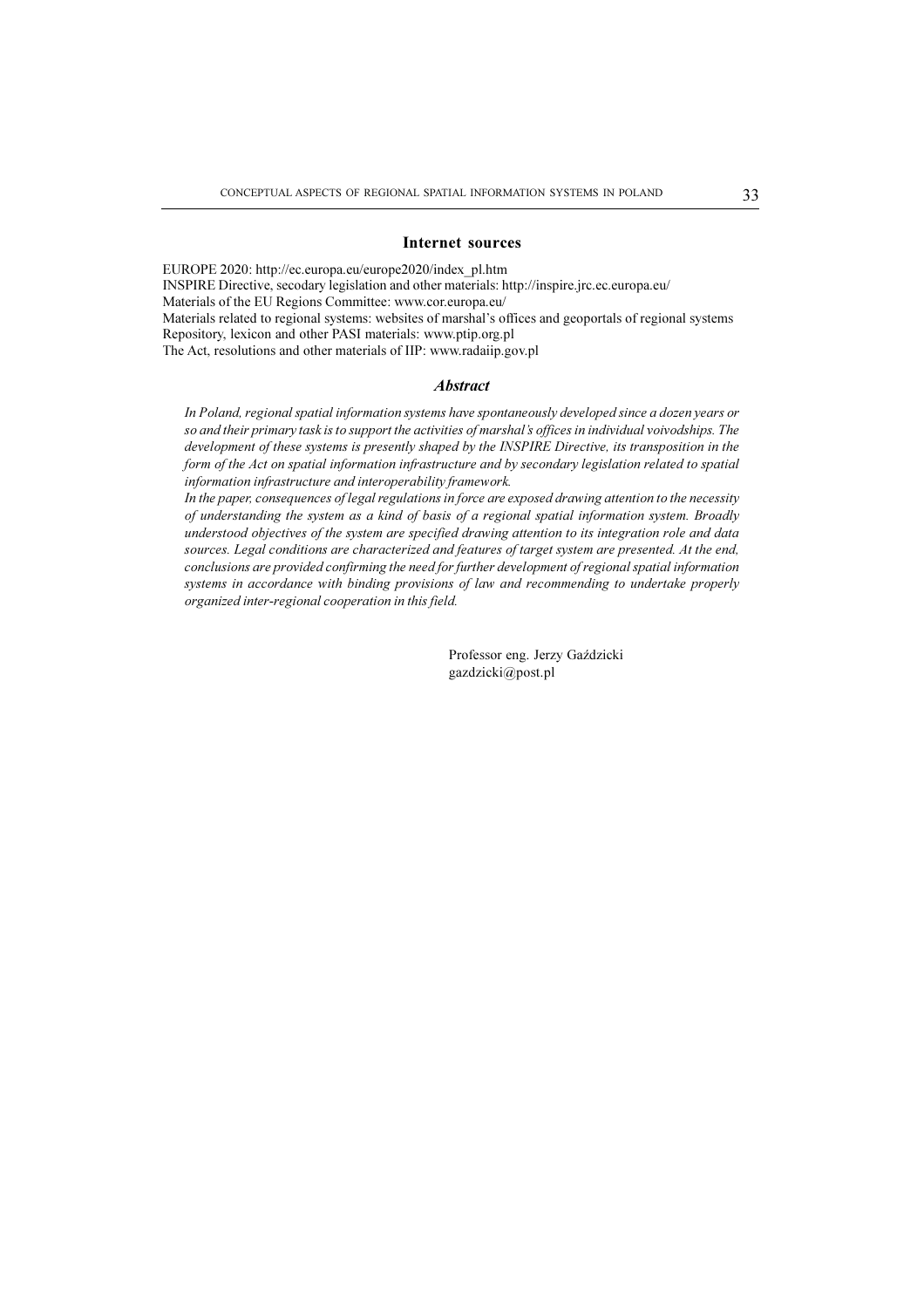## Internet sources

EUROPE 2020: http://ec.europa.eu/europe2020/index_pl.htm
INSPIRE Directive, secodary legislation and other materials: http://inspire.jrc.ec.europa.eu/
Materials of the EU Regions Committee: www.cor.europa.eu/
Materials related to regional systems: websites of marshal's offices and geoportals of regional systems
Repository, lexicon and other PASI materials: www.ptip.org.pl
The Act, resolutions and other materials of IIP: www.radaiip.gov.pl

## *Abstract*

*In Poland, regional spatial information systems have spontaneously developed since a dozen years or so and their primary task is to support the activities of marshal's offices in individual voivodships. The development of these systems is presently shaped by the INSPIRE Directive, its transposition in the form of the Act on spatial information infrastructure and by secondary legislation related to spatial information infrastructure and interoperability framework.*

*In the paper, consequences of legal regulations in force are exposed drawing attention to the necessity of understanding the system as a kind of basis of a regional spatial information system. Broadly understood objectives of the system are specified drawing attention to its integration role and data sources. Legal conditions are characterized and features of target system are presented. At the end, conclusions are provided confirming the need for further development of regional spatial information systems in accordance with binding provisions of law and recommending to undertake properly organized inter-regional cooperation in this field.*

Professor eng. Jerzy Gaździcki
gazdzicki@post.pl